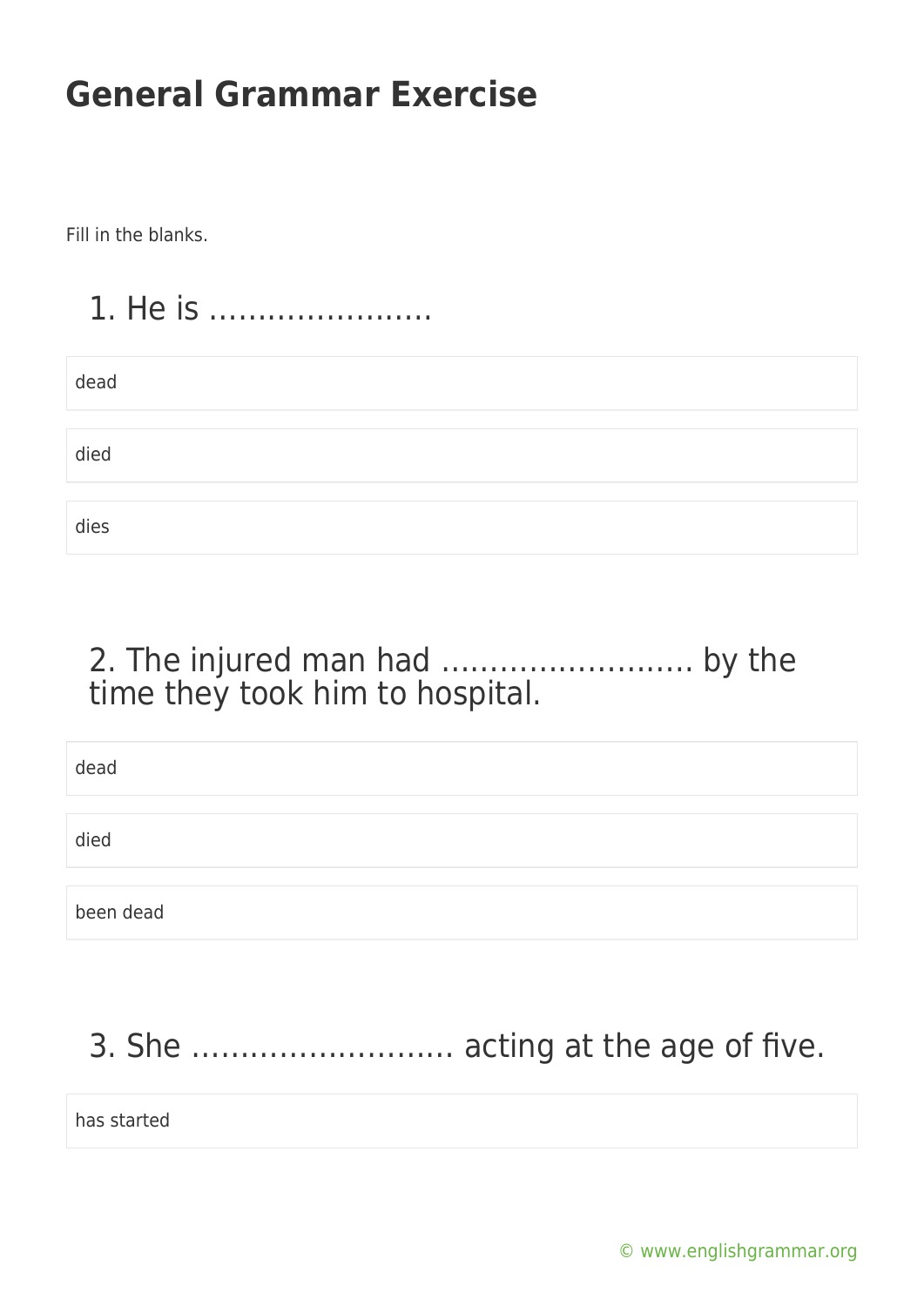# General Grammar Exercise

Fill in the blanks.

## 1. He is .......................

- dead
- died
- dies

## 2. The injured man had .......................... by the time they took him to hospital.

- dead
- died
- been dead

## 3. She ........................... acting at the age of five.

- has started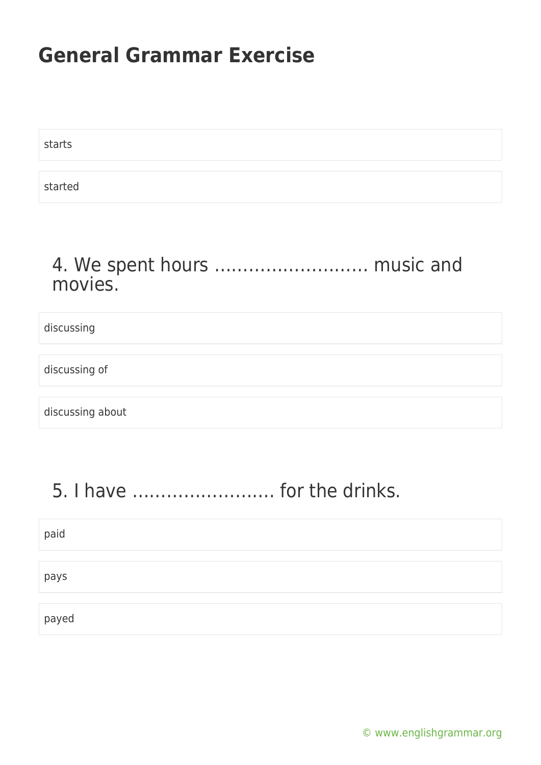# General Grammar Exercise

starts

started

## 4. We spent hours ……………………… music and movies.

discussing

discussing of

discussing about

## 5. I have ……………………. for the drinks.

paid

pays

payed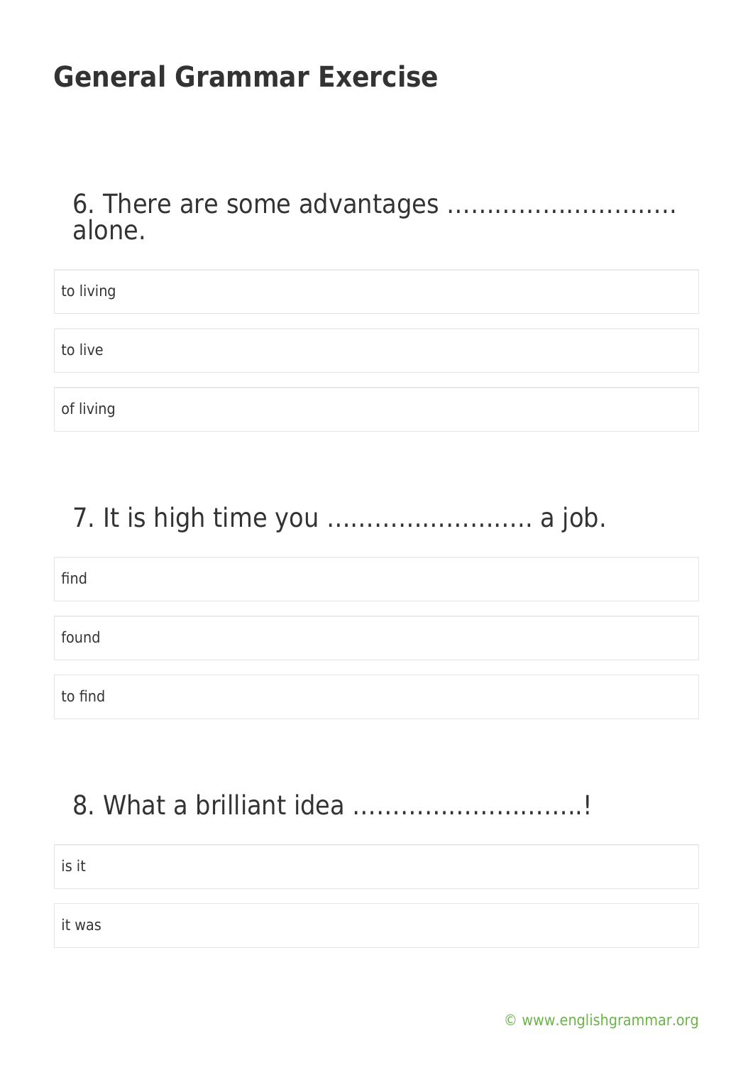# General Grammar Exercise

6. There are some advantages ………………………. alone.

- to living
- to live
- of living

7. It is high time you ……………………. a job.

- find
- found
- to find

8. What a brilliant idea ………………………!

- is it
- it was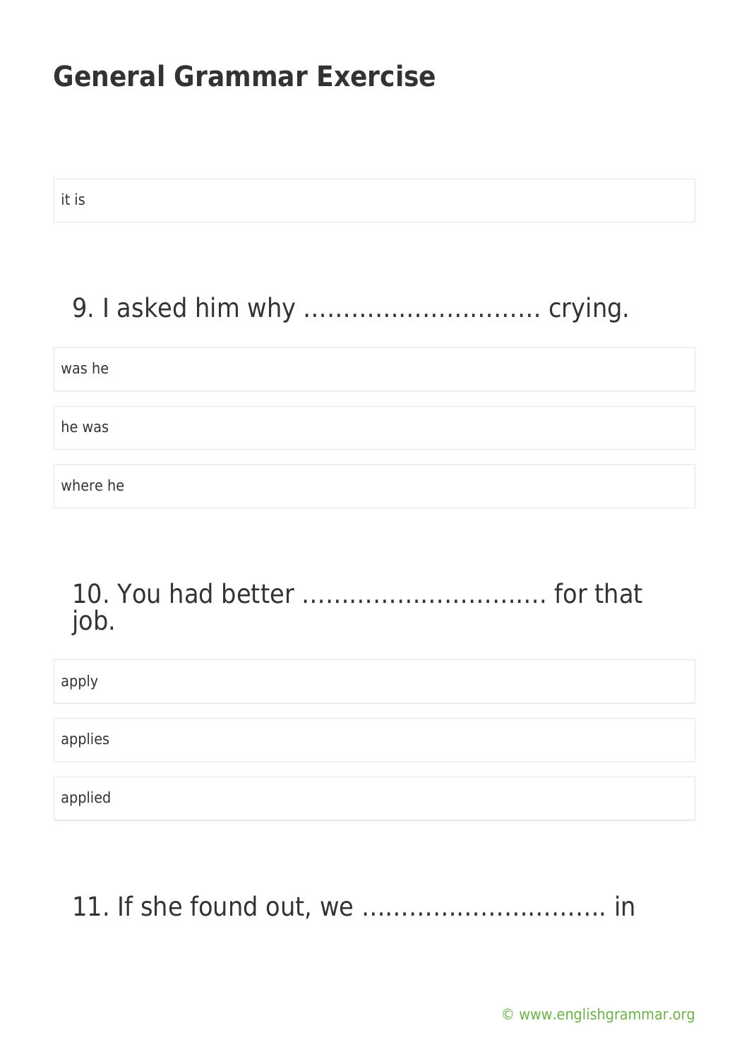it is

## 9. I asked him why ………………………. crying.

was he

he was

where he

## 10. You had better ………………………… for that job.

apply

applies

applied

## 11. If she found out, we ………………………… in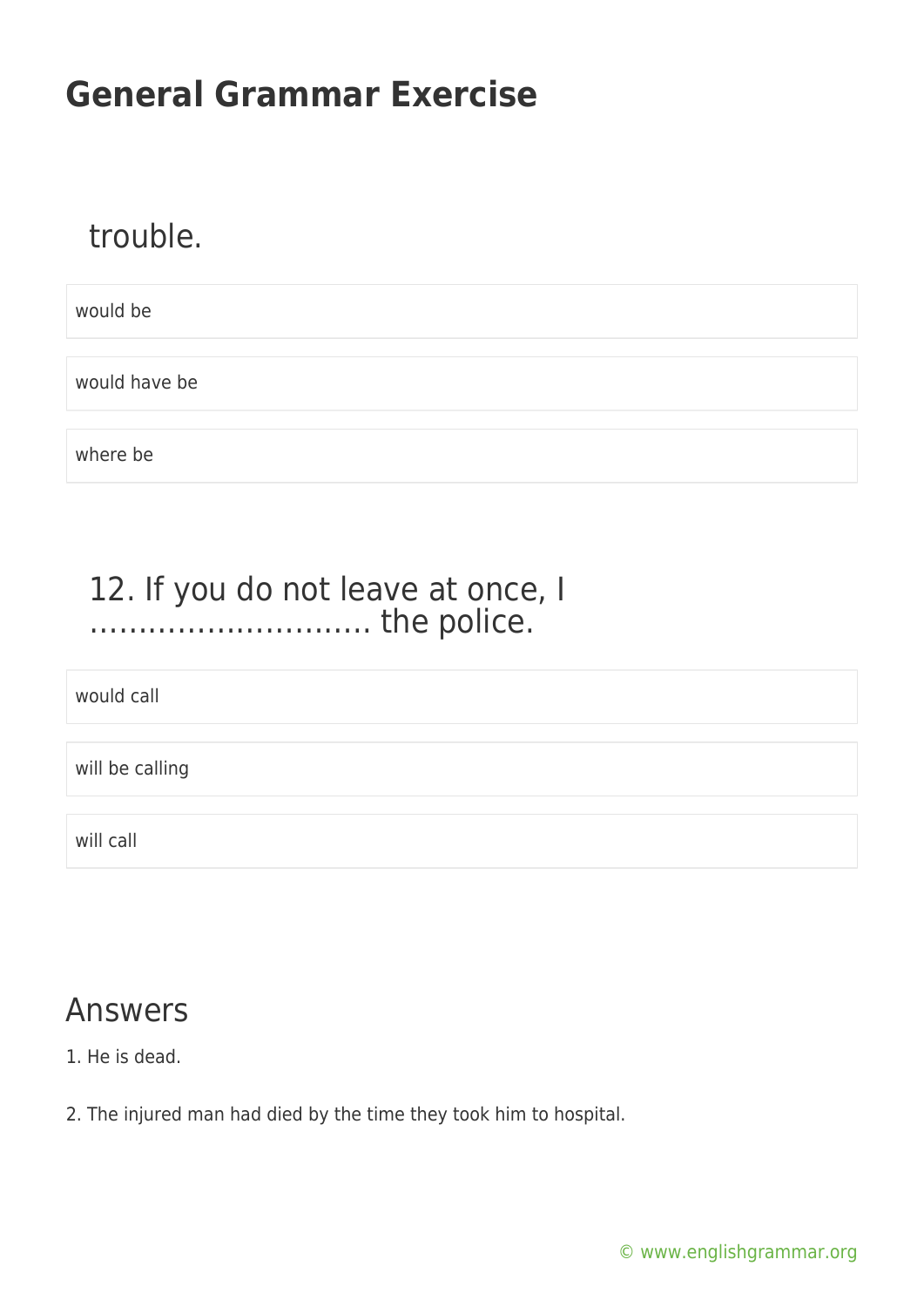trouble.

- would be
- would have be
- where be

## 12. If you do not leave at once, I ……………………….. the police.

- would call
- will be calling
- will call

## Answers

1. He is dead.

2. The injured man had died by the time they took him to hospital.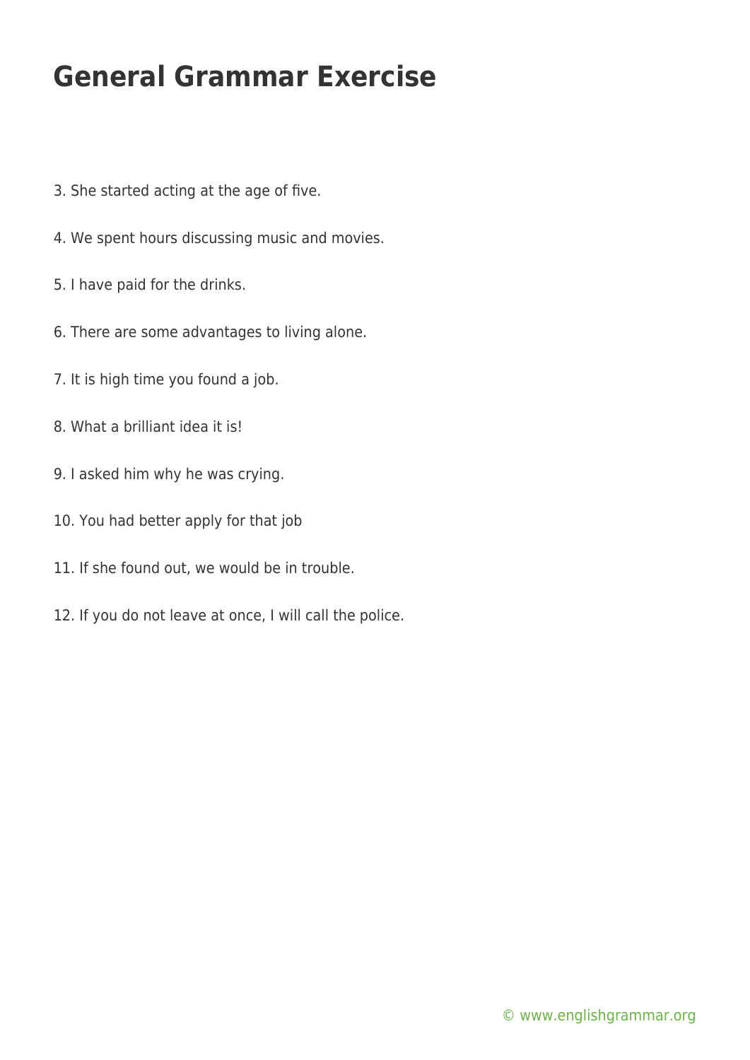# General Grammar Exercise

3. She started acting at the age of five.

4. We spent hours discussing music and movies.

5. I have paid for the drinks.

6. There are some advantages to living alone.

7. It is high time you found a job.

8. What a brilliant idea it is!

9. I asked him why he was crying.

10. You had better apply for that job

11. If she found out, we would be in trouble.

12. If you do not leave at once, I will call the police.